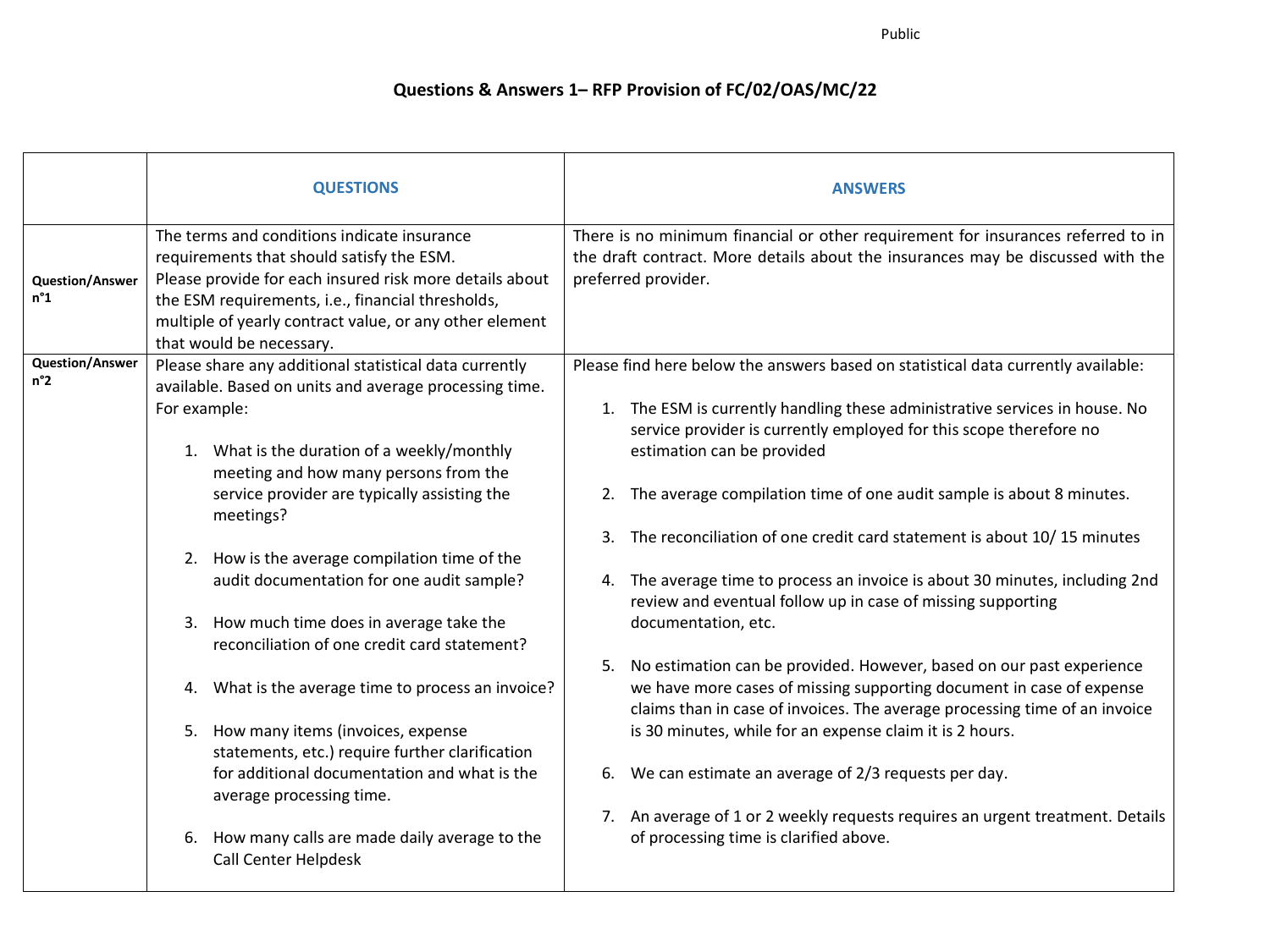# Questions & Answers 1– RFP Provision of FC/02/OAS/MC/22

| | QUESTIONS | ANSWERS |
|---|---|---|
| **Question/Answer n°1** | The terms and conditions indicate insurance requirements that should satisfy the ESM.<br>Please provide for each insured risk more details about the ESM requirements, i.e., financial thresholds, multiple of yearly contract value, or any other element that would be necessary. | There is no minimum financial or other requirement for insurances referred to in the draft contract. More details about the insurances may be discussed with the preferred provider. |
| **Question/Answer n°2** | Please share any additional statistical data currently available. Based on units and average processing time. For example:<br><br>1. What is the duration of a weekly/monthly meeting and how many persons from the service provider are typically assisting the meetings?<br><br>2. How is the average compilation time of the audit documentation for one audit sample?<br><br>3. How much time does in average take the reconciliation of one credit card statement?<br><br>4. What is the average time to process an invoice?<br><br>5. How many items (invoices, expense statements, etc.) require further clarification for additional documentation and what is the average processing time.<br><br>6. How many calls are made daily average to the Call Center Helpdesk | Please find here below the answers based on statistical data currently available:<br><br>1. The ESM is currently handling these administrative services in house. No service provider is currently employed for this scope therefore no estimation can be provided<br><br>2. The average compilation time of one audit sample is about 8 minutes.<br><br>3. The reconciliation of one credit card statement is about 10/ 15 minutes<br><br>4. The average time to process an invoice is about 30 minutes, including 2nd review and eventual follow up in case of missing supporting documentation, etc.<br><br>5. No estimation can be provided. However, based on our past experience we have more cases of missing supporting document in case of expense claims than in case of invoices. The average processing time of an invoice is 30 minutes, while for an expense claim it is 2 hours.<br><br>6. We can estimate an average of 2/3 requests per day.<br><br>7. An average of 1 or 2 weekly requests requires an urgent treatment. Details of processing time is clarified above. |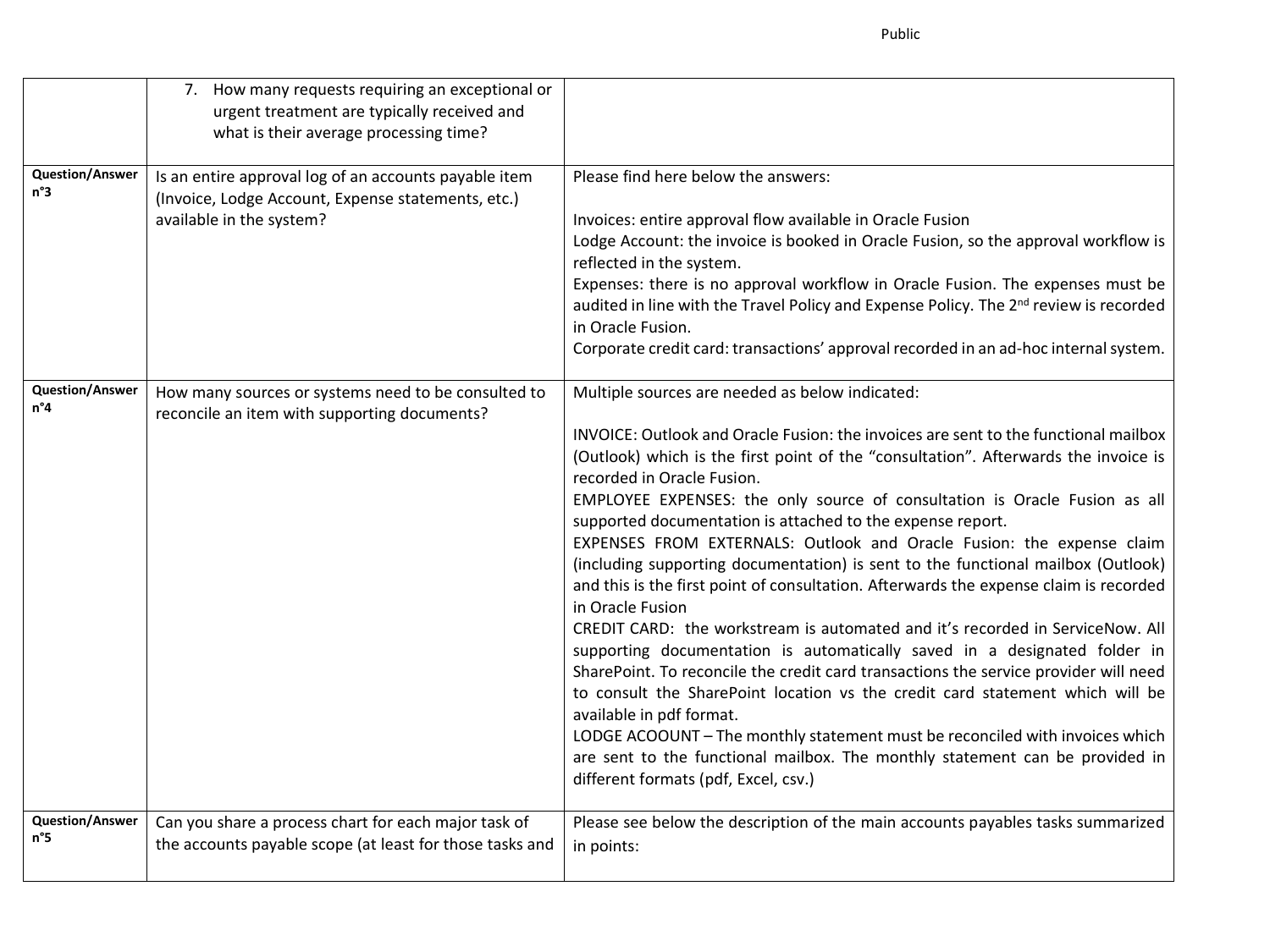| | | |
|---|---|---|
| | 7. How many requests requiring an exceptional or urgent treatment are typically received and what is their average processing time? | |
| **Question/Answer n°3** | Is an entire approval log of an accounts payable item (Invoice, Lodge Account, Expense statements, etc.) available in the system? | Please find here below the answers:<br><br>Invoices: entire approval flow available in Oracle Fusion<br>Lodge Account: the invoice is booked in Oracle Fusion, so the approval workflow is reflected in the system.<br>Expenses: there is no approval workflow in Oracle Fusion. The expenses must be audited in line with the Travel Policy and Expense Policy. The 2nd review is recorded in Oracle Fusion.<br>Corporate credit card: transactions' approval recorded in an ad-hoc internal system. |
| **Question/Answer n°4** | How many sources or systems need to be consulted to reconcile an item with supporting documents? | Multiple sources are needed as below indicated:<br><br>INVOICE: Outlook and Oracle Fusion: the invoices are sent to the functional mailbox (Outlook) which is the first point of the "consultation". Afterwards the invoice is recorded in Oracle Fusion.<br>EMPLOYEE EXPENSES: the only source of consultation is Oracle Fusion as all supported documentation is attached to the expense report.<br>EXPENSES FROM EXTERNALS: Outlook and Oracle Fusion: the expense claim (including supporting documentation) is sent to the functional mailbox (Outlook) and this is the first point of consultation. Afterwards the expense claim is recorded in Oracle Fusion<br>CREDIT CARD: the workstream is automated and it's recorded in ServiceNow. All supporting documentation is automatically saved in a designated folder in SharePoint. To reconcile the credit card transactions the service provider will need to consult the SharePoint location vs the credit card statement which will be available in pdf format.<br>LODGE ACOOUNT – The monthly statement must be reconciled with invoices which are sent to the functional mailbox. The monthly statement can be provided in different formats (pdf, Excel, csv.) |
| **Question/Answer n°5** | Can you share a process chart for each major task of the accounts payable scope (at least for those tasks and | Please see below the description of the main accounts payables tasks summarized in points: |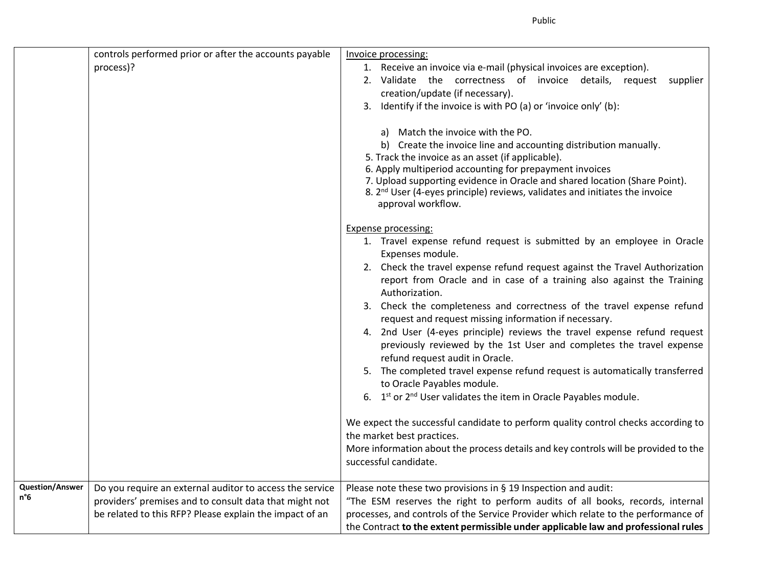| | | |
|---|---|---|
| | controls performed prior or after the accounts payable process)? | <u>Invoice processing:</u><br>1. Receive an invoice via e-mail (physical invoices are exception).<br>2. Validate the correctness of invoice details, request supplier creation/update (if necessary).<br>3. Identify if the invoice is with PO (a) or 'invoice only' (b):<br><br>a) Match the invoice with the PO.<br>b) Create the invoice line and accounting distribution manually.<br>5. Track the invoice as an asset (if applicable).<br>6. Apply multiperiod accounting for prepayment invoices<br>7. Upload supporting evidence in Oracle and shared location (Share Point).<br>8. 2nd User (4-eyes principle) reviews, validates and initiates the invoice approval workflow.<br><br><u>Expense processing:</u><br>1. Travel expense refund request is submitted by an employee in Oracle Expenses module.<br>2. Check the travel expense refund request against the Travel Authorization report from Oracle and in case of a training also against the Training Authorization.<br>3. Check the completeness and correctness of the travel expense refund request and request missing information if necessary.<br>4. 2nd User (4-eyes principle) reviews the travel expense refund request previously reviewed by the 1st User and completes the travel expense refund request audit in Oracle.<br>5. The completed travel expense refund request is automatically transferred to Oracle Payables module.<br>6. 1st or 2nd User validates the item in Oracle Payables module.<br><br>We expect the successful candidate to perform quality control checks according to the market best practices.<br>More information about the process details and key controls will be provided to the successful candidate. |
| **Question/Answer n°6** | Do you require an external auditor to access the service providers' premises and to consult data that might not be related to this RFP? Please explain the impact of an | Please note these two provisions in § 19 Inspection and audit:<br>"The ESM reserves the right to perform audits of all books, records, internal processes, and controls of the Service Provider which relate to the performance of the Contract **to the extent permissible under applicable law and professional rules** |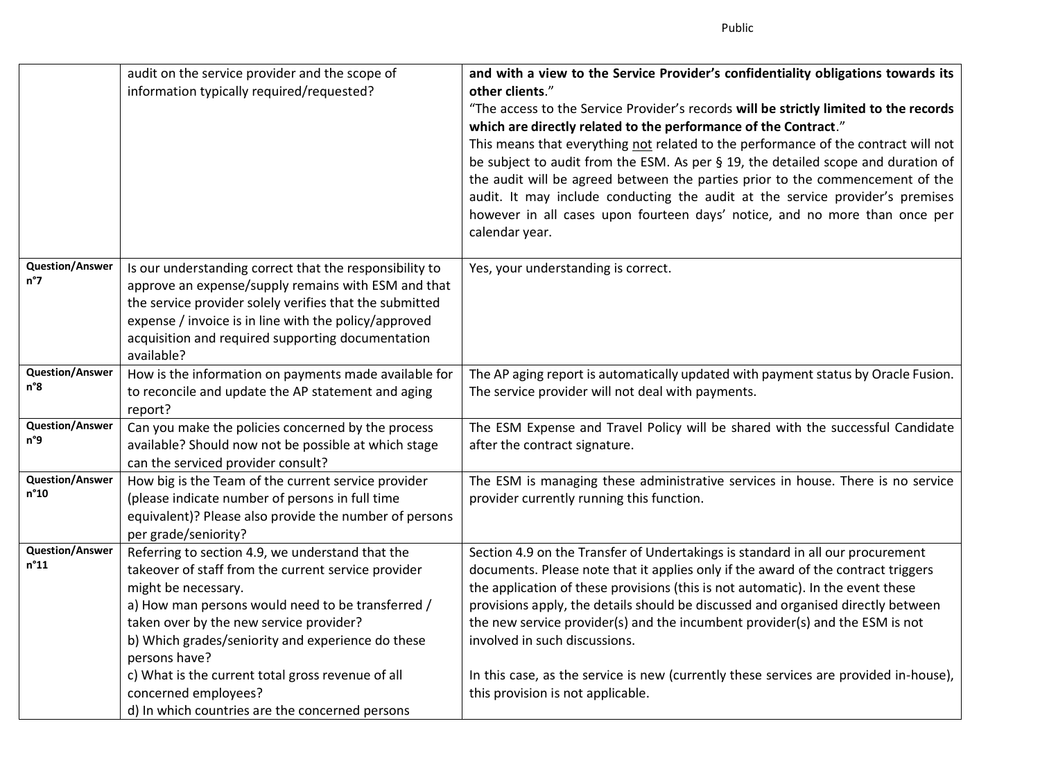| | | |
|---|---|---|
| | audit on the service provider and the scope of information typically required/requested? | **and with a view to the Service Provider's confidentiality obligations towards its other clients**."<br>"The access to the Service Provider's records **will be strictly limited to the records which are directly related to the performance of the Contract**."<br>This means that everything not related to the performance of the contract will not be subject to audit from the ESM. As per § 19, the detailed scope and duration of the audit will be agreed between the parties prior to the commencement of the audit. It may include conducting the audit at the service provider's premises however in all cases upon fourteen days' notice, and no more than once per calendar year. |
| **Question/Answer n°7** | Is our understanding correct that the responsibility to approve an expense/supply remains with ESM and that the service provider solely verifies that the submitted expense / invoice is in line with the policy/approved acquisition and required supporting documentation available? | Yes, your understanding is correct. |
| **Question/Answer n°8** | How is the information on payments made available for to reconcile and update the AP statement and aging report? | The AP aging report is automatically updated with payment status by Oracle Fusion. The service provider will not deal with payments. |
| **Question/Answer n°9** | Can you make the policies concerned by the process available? Should now not be possible at which stage can the serviced provider consult? | The ESM Expense and Travel Policy will be shared with the successful Candidate after the contract signature. |
| **Question/Answer n°10** | How big is the Team of the current service provider (please indicate number of persons in full time equivalent)? Please also provide the number of persons per grade/seniority? | The ESM is managing these administrative services in house. There is no service provider currently running this function. |
| **Question/Answer n°11** | Referring to section 4.9, we understand that the takeover of staff from the current service provider might be necessary.<br>a) How man persons would need to be transferred / taken over by the new service provider?<br>b) Which grades/seniority and experience do these persons have?<br>c) What is the current total gross revenue of all concerned employees?<br>d) In which countries are the concerned persons | Section 4.9 on the Transfer of Undertakings is standard in all our procurement documents. Please note that it applies only if the award of the contract triggers the application of these provisions (this is not automatic). In the event these provisions apply, the details should be discussed and organised directly between the new service provider(s) and the incumbent provider(s) and the ESM is not involved in such discussions.<br><br>In this case, as the service is new (currently these services are provided in-house), this provision is not applicable. |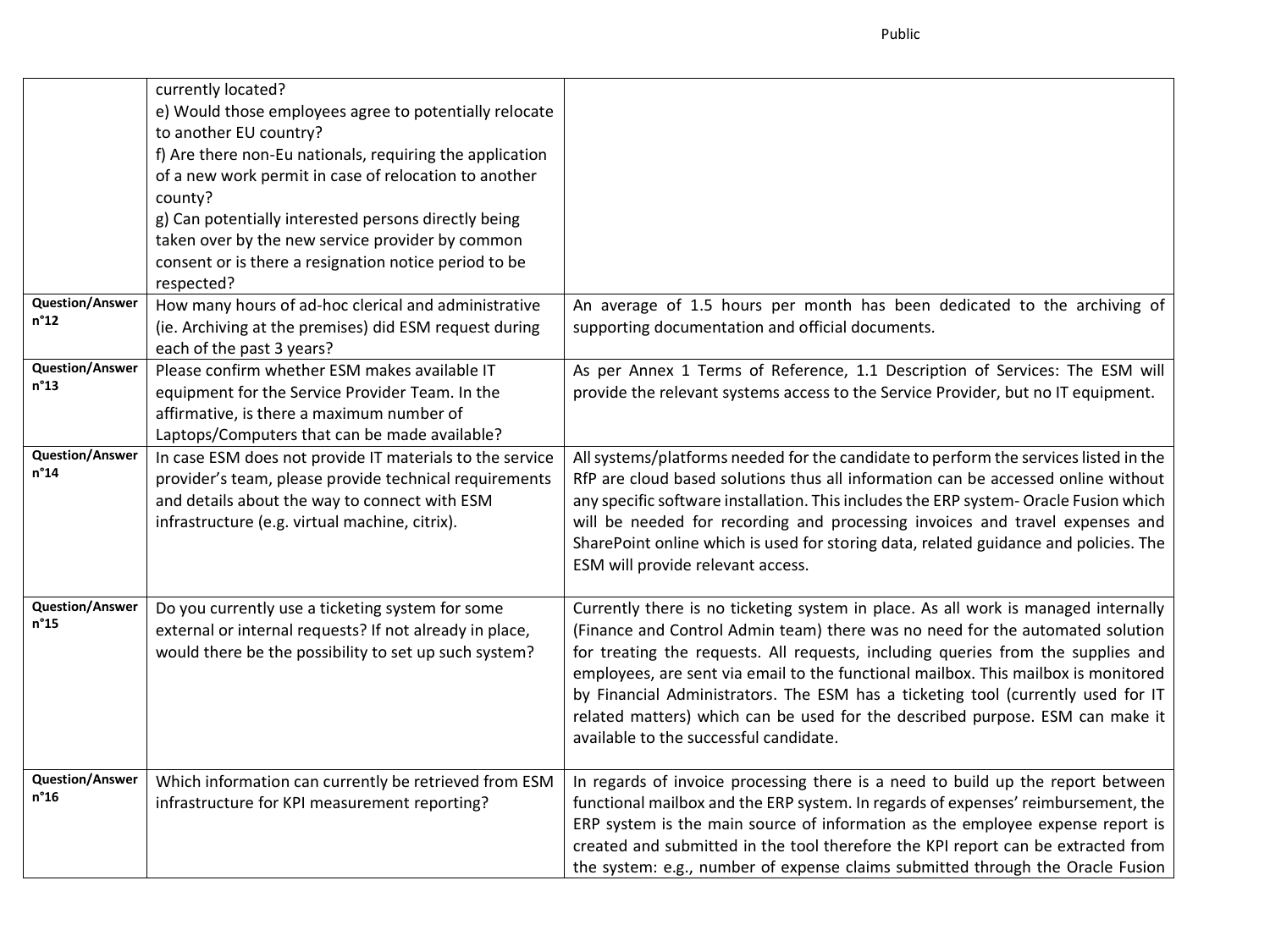| | | |
|---|---|---|
| | currently located?<br>e) Would those employees agree to potentially relocate to another EU country?<br>f) Are there non-Eu nationals, requiring the application of a new work permit in case of relocation to another county?<br>g) Can potentially interested persons directly being taken over by the new service provider by common consent or is there a resignation notice period to be respected? | |
| **Question/Answer n°12** | How many hours of ad-hoc clerical and administrative (ie. Archiving at the premises) did ESM request during each of the past 3 years? | An average of 1.5 hours per month has been dedicated to the archiving of supporting documentation and official documents. |
| **Question/Answer n°13** | Please confirm whether ESM makes available IT equipment for the Service Provider Team. In the affirmative, is there a maximum number of Laptops/Computers that can be made available? | As per Annex 1 Terms of Reference, 1.1 Description of Services: The ESM will provide the relevant systems access to the Service Provider, but no IT equipment. |
| **Question/Answer n°14** | In case ESM does not provide IT materials to the service provider's team, please provide technical requirements and details about the way to connect with ESM infrastructure (e.g. virtual machine, citrix). | All systems/platforms needed for the candidate to perform the services listed in the RfP are cloud based solutions thus all information can be accessed online without any specific software installation. This includes the ERP system- Oracle Fusion which will be needed for recording and processing invoices and travel expenses and SharePoint online which is used for storing data, related guidance and policies. The ESM will provide relevant access. |
| **Question/Answer n°15** | Do you currently use a ticketing system for some external or internal requests? If not already in place, would there be the possibility to set up such system? | Currently there is no ticketing system in place. As all work is managed internally (Finance and Control Admin team) there was no need for the automated solution for treating the requests. All requests, including queries from the supplies and employees, are sent via email to the functional mailbox. This mailbox is monitored by Financial Administrators. The ESM has a ticketing tool (currently used for IT related matters) which can be used for the described purpose. ESM can make it available to the successful candidate. |
| **Question/Answer n°16** | Which information can currently be retrieved from ESM infrastructure for KPI measurement reporting? | In regards of invoice processing there is a need to build up the report between functional mailbox and the ERP system. In regards of expenses' reimbursement, the ERP system is the main source of information as the employee expense report is created and submitted in the tool therefore the KPI report can be extracted from the system: e.g., number of expense claims submitted through the Oracle Fusion |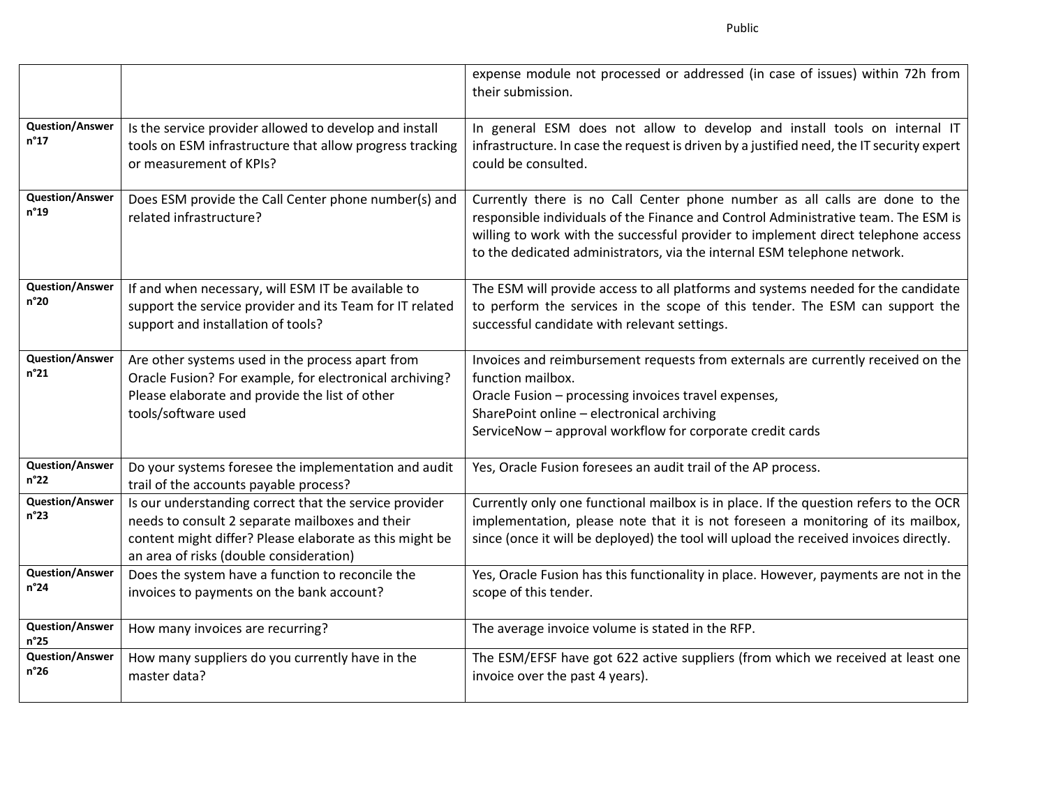| | | |
|---|---|---|
| | | expense module not processed or addressed (in case of issues) within 72h from their submission. |
| **Question/Answer n°17** | Is the service provider allowed to develop and install tools on ESM infrastructure that allow progress tracking or measurement of KPIs? | In general ESM does not allow to develop and install tools on internal IT infrastructure. In case the request is driven by a justified need, the IT security expert could be consulted. |
| **Question/Answer n°19** | Does ESM provide the Call Center phone number(s) and related infrastructure? | Currently there is no Call Center phone number as all calls are done to the responsible individuals of the Finance and Control Administrative team. The ESM is willing to work with the successful provider to implement direct telephone access to the dedicated administrators, via the internal ESM telephone network. |
| **Question/Answer n°20** | If and when necessary, will ESM IT be available to support the service provider and its Team for IT related support and installation of tools? | The ESM will provide access to all platforms and systems needed for the candidate to perform the services in the scope of this tender. The ESM can support the successful candidate with relevant settings. |
| **Question/Answer n°21** | Are other systems used in the process apart from Oracle Fusion? For example, for electronical archiving? Please elaborate and provide the list of other tools/software used | Invoices and reimbursement requests from externals are currently received on the function mailbox.<br>Oracle Fusion – processing invoices travel expenses,<br>SharePoint online – electronical archiving<br>ServiceNow – approval workflow for corporate credit cards |
| **Question/Answer n°22** | Do your systems foresee the implementation and audit trail of the accounts payable process? | Yes, Oracle Fusion foresees an audit trail of the AP process. |
| **Question/Answer n°23** | Is our understanding correct that the service provider needs to consult 2 separate mailboxes and their content might differ? Please elaborate as this might be an area of risks (double consideration) | Currently only one functional mailbox is in place. If the question refers to the OCR implementation, please note that it is not foreseen a monitoring of its mailbox, since (once it will be deployed) the tool will upload the received invoices directly. |
| **Question/Answer n°24** | Does the system have a function to reconcile the invoices to payments on the bank account? | Yes, Oracle Fusion has this functionality in place. However, payments are not in the scope of this tender. |
| **Question/Answer n°25** | How many invoices are recurring? | The average invoice volume is stated in the RFP. |
| **Question/Answer n°26** | How many suppliers do you currently have in the master data? | The ESM/EFSF have got 622 active suppliers (from which we received at least one invoice over the past 4 years). |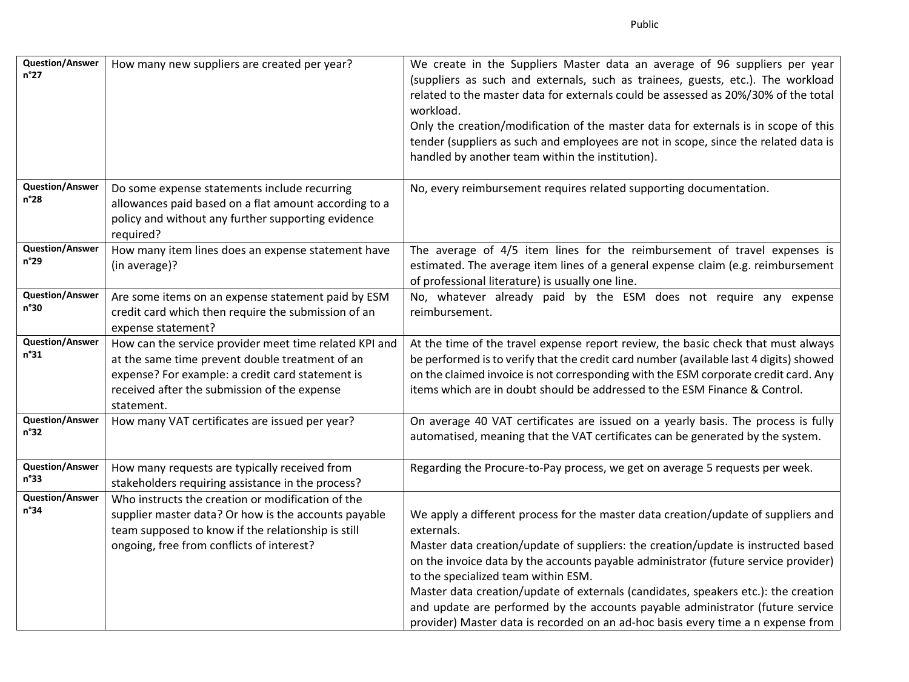| | | |
|---|---|---|
| **Question/Answer n°27** | How many new suppliers are created per year? | We create in the Suppliers Master data an average of 96 suppliers per year (suppliers as such and externals, such as trainees, guests, etc.). The workload related to the master data for externals could be assessed as 20%/30% of the total workload.<br>Only the creation/modification of the master data for externals is in scope of this tender (suppliers as such and employees are not in scope, since the related data is handled by another team within the institution). |
| **Question/Answer n°28** | Do some expense statements include recurring allowances paid based on a flat amount according to a policy and without any further supporting evidence required? | No, every reimbursement requires related supporting documentation. |
| **Question/Answer n°29** | How many item lines does an expense statement have (in average)? | The average of 4/5 item lines for the reimbursement of travel expenses is estimated. The average item lines of a general expense claim (e.g. reimbursement of professional literature) is usually one line. |
| **Question/Answer n°30** | Are some items on an expense statement paid by ESM credit card which then require the submission of an expense statement? | No, whatever already paid by the ESM does not require any expense reimbursement. |
| **Question/Answer n°31** | How can the service provider meet time related KPI and at the same time prevent double treatment of an expense? For example: a credit card statement is received after the submission of the expense statement. | At the time of the travel expense report review, the basic check that must always be performed is to verify that the credit card number (available last 4 digits) showed on the claimed invoice is not corresponding with the ESM corporate credit card. Any items which are in doubt should be addressed to the ESM Finance & Control. |
| **Question/Answer n°32** | How many VAT certificates are issued per year? | On average 40 VAT certificates are issued on a yearly basis. The process is fully automatised, meaning that the VAT certificates can be generated by the system. |
| **Question/Answer n°33** | How many requests are typically received from stakeholders requiring assistance in the process? | Regarding the Procure-to-Pay process, we get on average 5 requests per week. |
| **Question/Answer n°34** | Who instructs the creation or modification of the supplier master data? Or how is the accounts payable team supposed to know if the relationship is still ongoing, free from conflicts of interest? | We apply a different process for the master data creation/update of suppliers and externals.<br>Master data creation/update of suppliers: the creation/update is instructed based on the invoice data by the accounts payable administrator (future service provider) to the specialized team within ESM.<br>Master data creation/update of externals (candidates, speakers etc.): the creation and update are performed by the accounts payable administrator (future service provider) Master data is recorded on an ad-hoc basis every time a n expense from |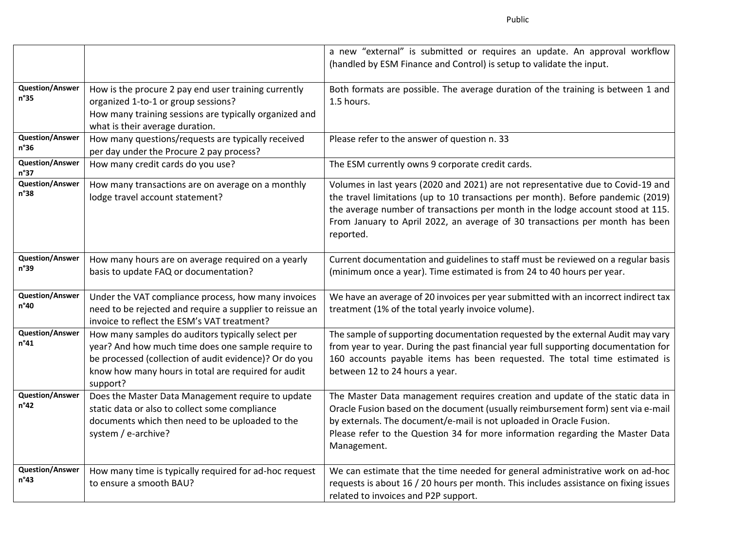| | | |
|---|---|---|
| | | a new "external" is submitted or requires an update. An approval workflow (handled by ESM Finance and Control) is setup to validate the input. |
| **Question/Answer n°35** | How is the procure 2 pay end user training currently organized 1-to-1 or group sessions?<br>How many training sessions are typically organized and what is their average duration. | Both formats are possible. The average duration of the training is between 1 and 1.5 hours. |
| **Question/Answer n°36** | How many questions/requests are typically received per day under the Procure 2 pay process? | Please refer to the answer of question n. 33 |
| **Question/Answer n°37** | How many credit cards do you use? | The ESM currently owns 9 corporate credit cards. |
| **Question/Answer n°38** | How many transactions are on average on a monthly lodge travel account statement? | Volumes in last years (2020 and 2021) are not representative due to Covid-19 and the travel limitations (up to 10 transactions per month). Before pandemic (2019) the average number of transactions per month in the lodge account stood at 115. From January to April 2022, an average of 30 transactions per month has been reported. |
| **Question/Answer n°39** | How many hours are on average required on a yearly basis to update FAQ or documentation? | Current documentation and guidelines to staff must be reviewed on a regular basis (minimum once a year). Time estimated is from 24 to 40 hours per year. |
| **Question/Answer n°40** | Under the VAT compliance process, how many invoices need to be rejected and require a supplier to reissue an invoice to reflect the ESM's VAT treatment? | We have an average of 20 invoices per year submitted with an incorrect indirect tax treatment (1% of the total yearly invoice volume). |
| **Question/Answer n°41** | How many samples do auditors typically select per year? And how much time does one sample require to be processed (collection of audit evidence)? Or do you know how many hours in total are required for audit support? | The sample of supporting documentation requested by the external Audit may vary from year to year. During the past financial year full supporting documentation for 160 accounts payable items has been requested. The total time estimated is between 12 to 24 hours a year. |
| **Question/Answer n°42** | Does the Master Data Management require to update static data or also to collect some compliance documents which then need to be uploaded to the system / e-archive? | The Master Data management requires creation and update of the static data in Oracle Fusion based on the document (usually reimbursement form) sent via e-mail by externals. The document/e-mail is not uploaded in Oracle Fusion.<br>Please refer to the Question 34 for more information regarding the Master Data Management. |
| **Question/Answer n°43** | How many time is typically required for ad-hoc request to ensure a smooth BAU? | We can estimate that the time needed for general administrative work on ad-hoc requests is about 16 / 20 hours per month. This includes assistance on fixing issues related to invoices and P2P support. |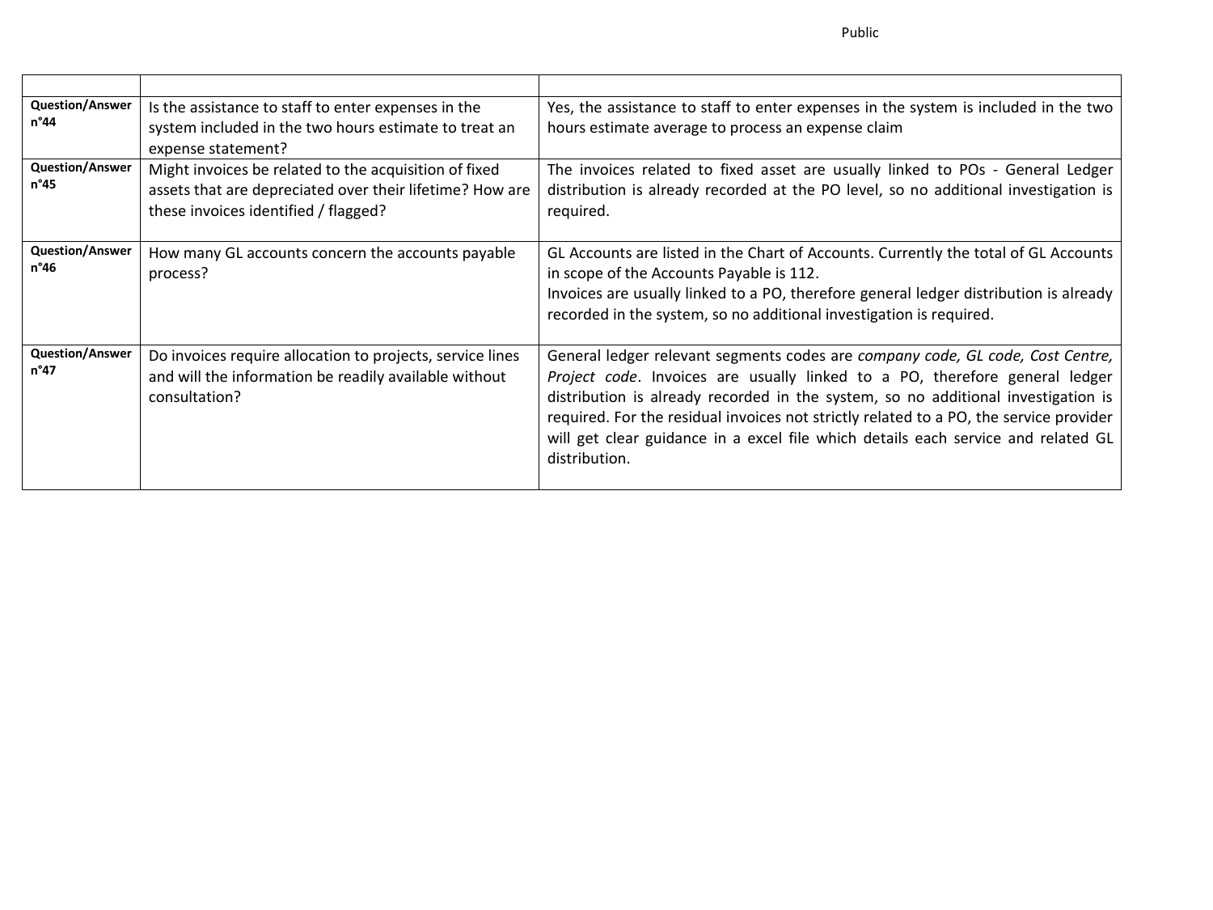| | | |
|---|---|---|
| **Question/Answer n°44** | Is the assistance to staff to enter expenses in the system included in the two hours estimate to treat an expense statement? | Yes, the assistance to staff to enter expenses in the system is included in the two hours estimate average to process an expense claim |
| **Question/Answer n°45** | Might invoices be related to the acquisition of fixed assets that are depreciated over their lifetime? How are these invoices identified / flagged? | The invoices related to fixed asset are usually linked to POs - General Ledger distribution is already recorded at the PO level, so no additional investigation is required. |
| **Question/Answer n°46** | How many GL accounts concern the accounts payable process? | GL Accounts are listed in the Chart of Accounts. Currently the total of GL Accounts in scope of the Accounts Payable is 112.<br>Invoices are usually linked to a PO, therefore general ledger distribution is already recorded in the system, so no additional investigation is required. |
| **Question/Answer n°47** | Do invoices require allocation to projects, service lines and will the information be readily available without consultation? | General ledger relevant segments codes are *company code, GL code, Cost Centre, Project code*. Invoices are usually linked to a PO, therefore general ledger distribution is already recorded in the system, so no additional investigation is required. For the residual invoices not strictly related to a PO, the service provider will get clear guidance in a excel file which details each service and related GL distribution. |